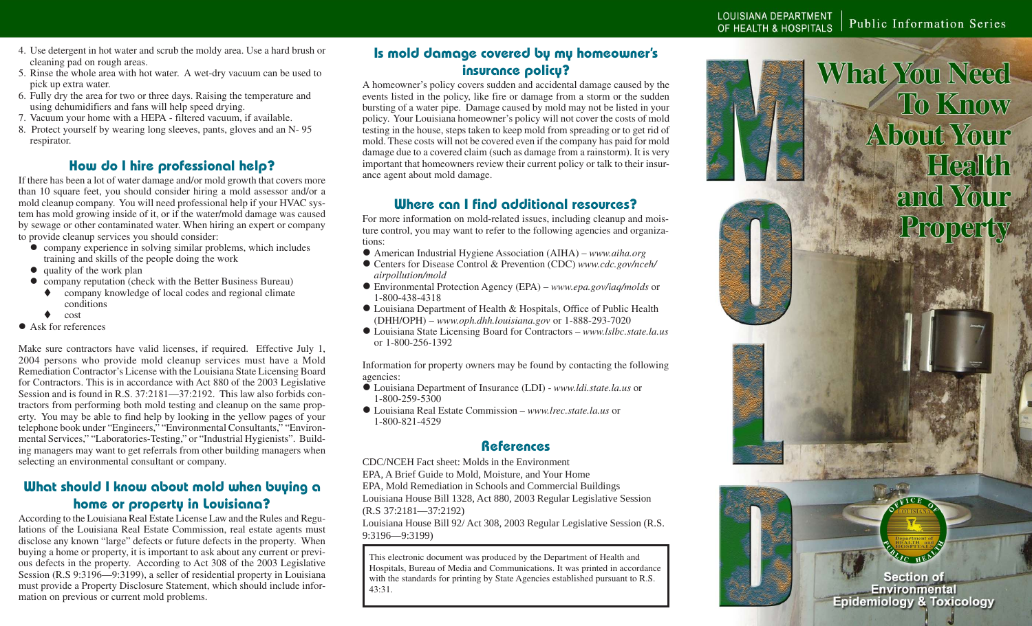4. Use detergent in hot water and scrub the moldy area. Use a hard brush or cleaning pad on rough areas.
5. Rinse the whole area with hot water. A wet-dry vacuum can be used to pick up extra water.
6. Fully dry the area for two or three days. Raising the temperature and using dehumidifiers and fans will help speed drying.
7. Vacuum your home with a HEPA - filtered vacuum, if available.
8. Protect yourself by wearing long sleeves, pants, gloves and an N- 95 respirator.

## How do I hire professional help?

If there has been a lot of water damage and/or mold growth that covers more than 10 square feet, you should consider hiring a mold assessor and/or a mold cleanup company. You will need professional help if your HVAC system has mold growing inside of it, or if the water/mold damage was caused by sewage or other contaminated water. When hiring an expert or company to provide cleanup services you should consider:

- company experience in solving similar problems, which includes training and skills of the people doing the work
- quality of the work plan
- company reputation (check with the Better Business Bureau)
  - company knowledge of local codes and regional climate conditions
  - cost
- Ask for references

Make sure contractors have valid licenses, if required. Effective July 1, 2004 persons who provide mold cleanup services must have a Mold Remediation Contractor's License with the Louisiana State Licensing Board for Contractors. This is in accordance with Act 880 of the 2003 Legislative Session and is found in R.S. 37:2181—37:2192. This law also forbids contractors from performing both mold testing and cleanup on the same property. You may be able to find help by looking in the yellow pages of your telephone book under "Engineers," "Environmental Consultants," "Environmental Services," "Laboratories-Testing," or "Industrial Hygienists". Building managers may want to get referrals from other building managers when selecting an environmental consultant or company.

## What should I know about mold when buying a home or property in Louisiana?

According to the Louisiana Real Estate License Law and the Rules and Regulations of the Louisiana Real Estate Commission, real estate agents must disclose any known "large" defects or future defects in the property. When buying a home or property, it is important to ask about any current or previous defects in the property. According to Act 308 of the 2003 Legislative Session (R.S 9:3196—9:3199), a seller of residential property in Louisiana must provide a Property Disclosure Statement, which should include information on previous or current mold problems.

## Is mold damage covered by my homeowner's insurance policy?

A homeowner's policy covers sudden and accidental damage caused by the events listed in the policy, like fire or damage from a storm or the sudden bursting of a water pipe. Damage caused by mold may not be listed in your policy. Your Louisiana homeowner's policy will not cover the costs of mold testing in the house, steps taken to keep mold from spreading or to get rid of mold. These costs will not be covered even if the company has paid for mold damage due to a covered claim (such as damage from a rainstorm). It is very important that homeowners review their current policy or talk to their insurance agent about mold damage.

## Where can I find additional resources?

For more information on mold-related issues, including cleanup and moisture control, you may want to refer to the following agencies and organizations:

- American Industrial Hygiene Association (AIHA) – *www.aiha.org*
- Centers for Disease Control & Prevention (CDC) *www.cdc.gov/nceh/airpollution/mold*
- Environmental Protection Agency (EPA) – *www.epa.gov/iaq/molds* or 1-800-438-4318
- Louisiana Department of Health & Hospitals, Office of Public Health (DHH/OPH) – *www.oph.dhh.louisiana.gov* or 1-888-293-7020
- Louisiana State Licensing Board for Contractors – *www.lslbc.state.la.us* or 1-800-256-1392

Information for property owners may be found by contacting the following agencies:

- Louisiana Department of Insurance (LDI) - *www.ldi.state.la.us* or 1-800-259-5300
- Louisiana Real Estate Commission – *www.lrec.state.la.us* or 1-800-821-4529

## References

CDC/NCEH Fact sheet: Molds in the Environment
EPA, A Brief Guide to Mold, Moisture, and Your Home
EPA, Mold Remediation in Schools and Commercial Buildings
Louisiana House Bill 1328, Act 880, 2003 Regular Legislative Session (R.S 37:2181—37:2192)
Louisiana House Bill 92/ Act 308, 2003 Regular Legislative Session (R.S. 9:3196—9:3199)

This electronic document was produced by the Department of Health and Hospitals, Bureau of Media and Communications. It was printed in accordance with the standards for printing by State Agencies established pursuant to R.S. 43:31.

LOUISIANA DEPARTMENT OF HEALTH & HOSPITALS | Public Information Series

# MOLD

# What You Need To Know About Your Health and Your Property

Section of Environmental Epidemiology & Toxicology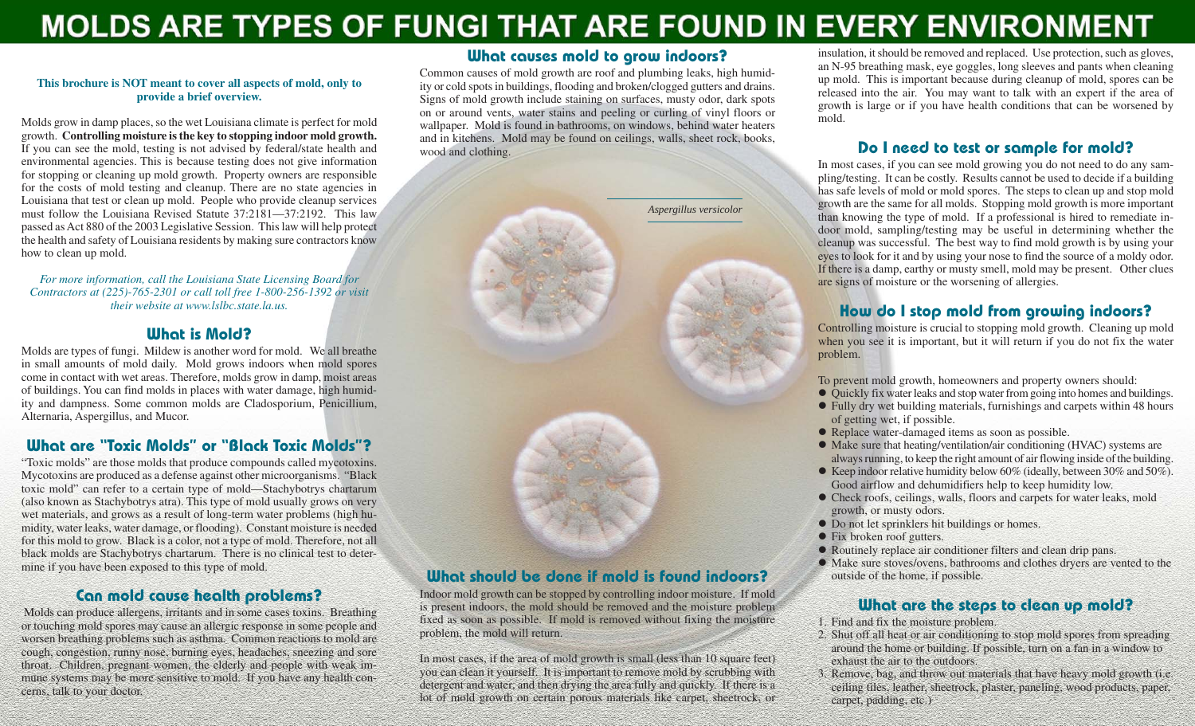# MOLDS ARE TYPES OF FUNGI THAT ARE FOUND IN EVERY ENVIRONMENT

**This brochure is NOT meant to cover all aspects of mold, only to provide a brief overview.**

Molds grow in damp places, so the wet Louisiana climate is perfect for mold growth. **Controlling moisture is the key to stopping indoor mold growth.** If you can see the mold, testing is not advised by federal/state health and environmental agencies. This is because testing does not give information for stopping or cleaning up mold growth. Property owners are responsible for the costs of mold testing and cleanup. There are no state agencies in Louisiana that test or clean up mold. People who provide cleanup services must follow the Louisiana Revised Statute 37:2181—37:2192. This law passed as Act 880 of the 2003 Legislative Session. This law will help protect the health and safety of Louisiana residents by making sure contractors know how to clean up mold.

*For more information, call the Louisiana State Licensing Board for Contractors at (225)-765-2301 or call toll free 1-800-256-1392 or visit their website at www.lslbc.state.la.us.*

## What is Mold?

Molds are types of fungi. Mildew is another word for mold. We all breathe in small amounts of mold daily. Mold grows indoors when mold spores come in contact with wet areas. Therefore, molds grow in damp, moist areas of buildings. You can find molds in places with water damage, high humidity and dampness. Some common molds are Cladosporium, Penicillium, Alternaria, Aspergillus, and Mucor.

## What are "Toxic Molds" or "Black Toxic Molds"?

"Toxic molds" are those molds that produce compounds called mycotoxins. Mycotoxins are produced as a defense against other microorganisms. "Black toxic mold" can refer to a certain type of mold—Stachybotrys chartarum (also known as Stachybotrys atra). This type of mold usually grows on very wet materials, and grows as a result of long-term water problems (high humidity, water leaks, water damage, or flooding). Constant moisture is needed for this mold to grow. Black is a color, not a type of mold. Therefore, not all black molds are Stachybotrys chartarum. There is no clinical test to determine if you have been exposed to this type of mold.

## Can mold cause health problems?

Molds can produce allergens, irritants and in some cases toxins. Breathing or touching mold spores may cause an allergic response in some people and worsen breathing problems such as asthma. Common reactions to mold are cough, congestion, runny nose, burning eyes, headaches, sneezing and sore throat. Children, pregnant women, the elderly and people with weak immune systems may be more sensitive to mold. If you have any health concerns, talk to your doctor.

## What causes mold to grow indoors?

Common causes of mold growth are roof and plumbing leaks, high humidity or cold spots in buildings, flooding and broken/clogged gutters and drains. Signs of mold growth include staining on surfaces, musty odor, dark spots on or around vents, water stains and peeling or curling of vinyl floors or wallpaper. Mold is found in bathrooms, on windows, behind water heaters and in kitchens. Mold may be found on ceilings, walls, sheet rock, books, wood and clothing.

*Aspergillus versicolor*

## What should be done if mold is found indoors?

Indoor mold growth can be stopped by controlling indoor moisture. If mold is present indoors, the mold should be removed and the moisture problem fixed as soon as possible. If mold is removed without fixing the moisture problem, the mold will return.

In most cases, if the area of mold growth is small (less than 10 square feet) you can clean it yourself. It is important to remove mold by scrubbing with detergent and water, and then drying the area fully and quickly. If there is a lot of mold growth on certain porous materials like carpet, sheetrock, or insulation, it should be removed and replaced. Use protection, such as gloves, an N-95 breathing mask, eye goggles, long sleeves and pants when cleaning up mold. This is important because during cleanup of mold, spores can be released into the air. You may want to talk with an expert if the area of growth is large or if you have health conditions that can be worsened by mold.

## Do I need to test or sample for mold?

In most cases, if you can see mold growing you do not need to do any sampling/testing. It can be costly. Results cannot be used to decide if a building has safe levels of mold or mold spores. The steps to clean up and stop mold growth are the same for all molds. Stopping mold growth is more important than knowing the type of mold. If a professional is hired to remediate indoor mold, sampling/testing may be useful in determining whether the cleanup was successful. The best way to find mold growth is by using your eyes to look for it and by using your nose to find the source of a moldy odor. If there is a damp, earthy or musty smell, mold may be present. Other clues are signs of moisture or the worsening of allergies.

## How do I stop mold from growing indoors?

Controlling moisture is crucial to stopping mold growth. Cleaning up mold when you see it is important, but it will return if you do not fix the water problem.

To prevent mold growth, homeowners and property owners should:

- Quickly fix water leaks and stop water from going into homes and buildings.
- Fully dry wet building materials, furnishings and carpets within 48 hours of getting wet, if possible.
- Replace water-damaged items as soon as possible.
- Make sure that heating/ventilation/air conditioning (HVAC) systems are always running, to keep the right amount of air flowing inside of the building.
- Keep indoor relative humidity below 60% (ideally, between 30% and 50%). Good airflow and dehumidifiers help to keep humidity low.
- Check roofs, ceilings, walls, floors and carpets for water leaks, mold growth, or musty odors.
- Do not let sprinklers hit buildings or homes.
- Fix broken roof gutters.
- Routinely replace air conditioner filters and clean drip pans.
- Make sure stoves/ovens, bathrooms and clothes dryers are vented to the outside of the home, if possible.

## What are the steps to clean up mold?

1. Find and fix the moisture problem.
2. Shut off all heat or air conditioning to stop mold spores from spreading around the home or building. If possible, turn on a fan in a window to exhaust the air to the outdoors.
3. Remove, bag, and throw out materials that have heavy mold growth (i.e. ceiling tiles, leather, sheetrock, plaster, paneling, wood products, paper, carpet, padding, etc.)